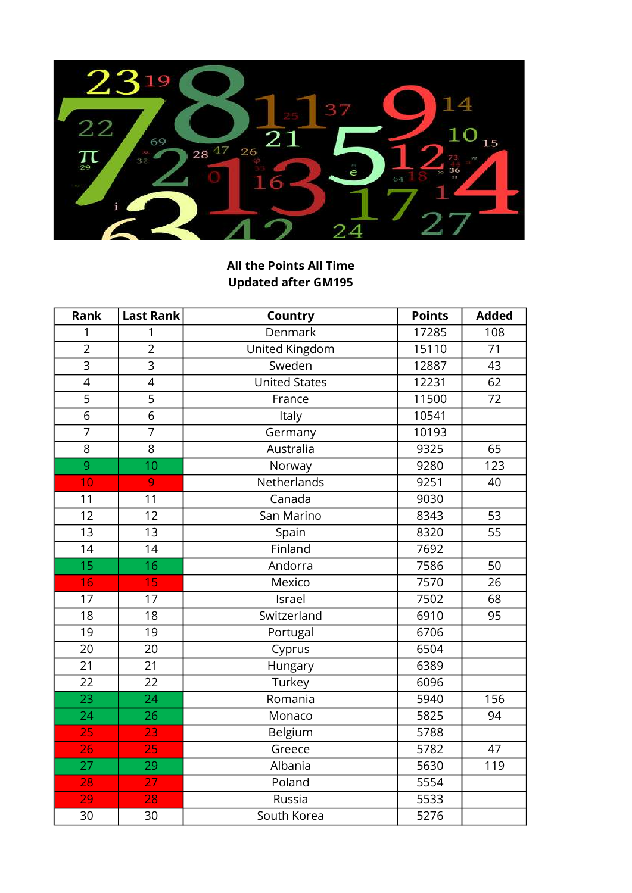**All the Points All Time**
**Updated after GM195**

| Rank | Last Rank | Country | Points | Added |
|---|---|---|---|---|
| 1 | 1 | Denmark | 17285 | 108 |
| 2 | 2 | United Kingdom | 15110 | 71 |
| 3 | 3 | Sweden | 12887 | 43 |
| 4 | 4 | United States | 12231 | 62 |
| 5 | 5 | France | 11500 | 72 |
| 6 | 6 | Italy | 10541 | |
| 7 | 7 | Germany | 10193 | |
| 8 | 8 | Australia | 9325 | 65 |
| 9 | 10 | Norway | 9280 | 123 |
| 10 | 9 | Netherlands | 9251 | 40 |
| 11 | 11 | Canada | 9030 | |
| 12 | 12 | San Marino | 8343 | 53 |
| 13 | 13 | Spain | 8320 | 55 |
| 14 | 14 | Finland | 7692 | |
| 15 | 16 | Andorra | 7586 | 50 |
| 16 | 15 | Mexico | 7570 | 26 |
| 17 | 17 | Israel | 7502 | 68 |
| 18 | 18 | Switzerland | 6910 | 95 |
| 19 | 19 | Portugal | 6706 | |
| 20 | 20 | Cyprus | 6504 | |
| 21 | 21 | Hungary | 6389 | |
| 22 | 22 | Turkey | 6096 | |
| 23 | 24 | Romania | 5940 | 156 |
| 24 | 26 | Monaco | 5825 | 94 |
| 25 | 23 | Belgium | 5788 | |
| 26 | 25 | Greece | 5782 | 47 |
| 27 | 29 | Albania | 5630 | 119 |
| 28 | 27 | Poland | 5554 | |
| 29 | 28 | Russia | 5533 | |
| 30 | 30 | South Korea | 5276 | |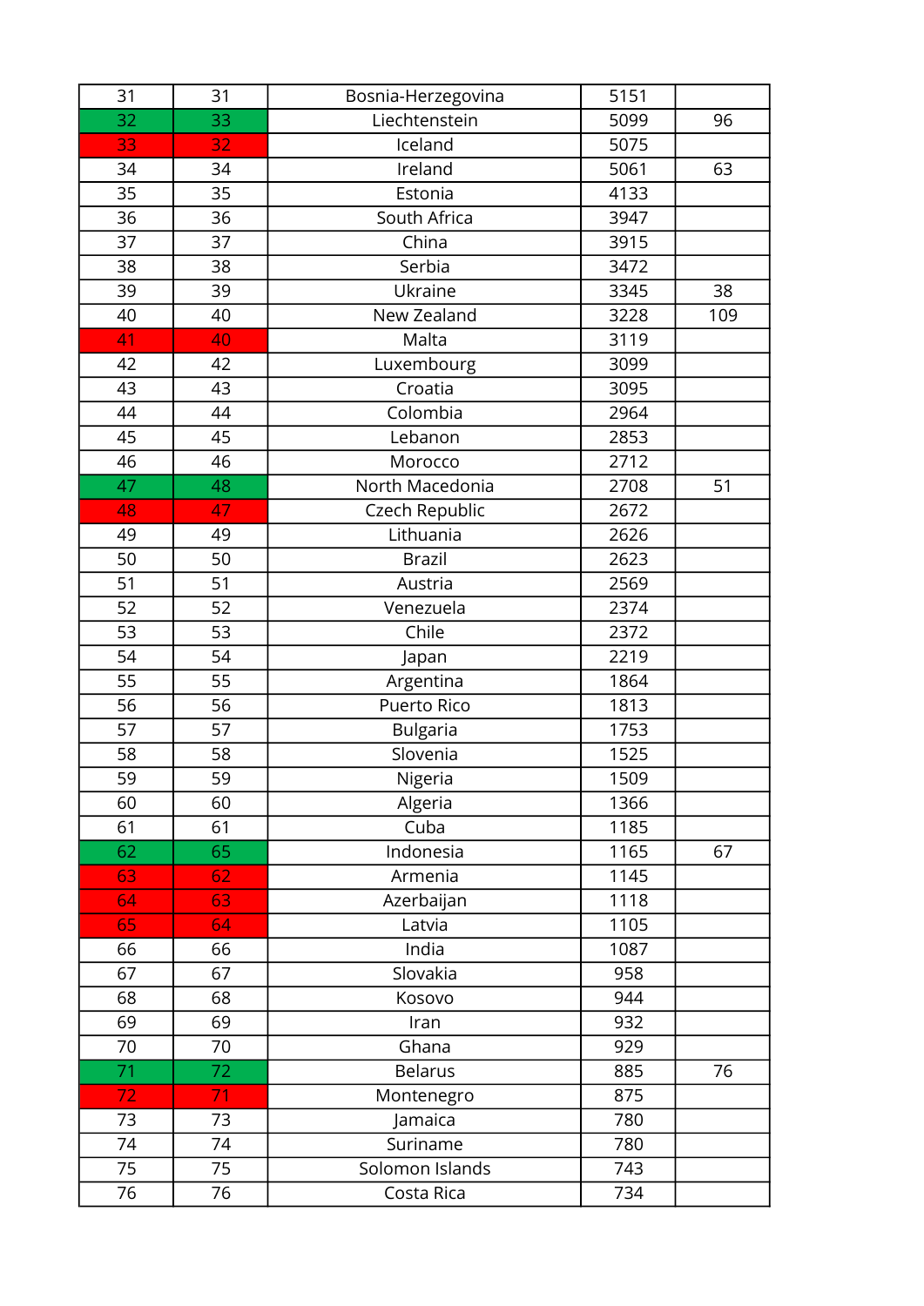| 31 | 31 | Bosnia-Herzegovina | 5151 | |
|---|---|---|---|---|
| 32 | 33 | Liechtenstein | 5099 | 96 |
| 33 | 32 | Iceland | 5075 | |
| 34 | 34 | Ireland | 5061 | 63 |
| 35 | 35 | Estonia | 4133 | |
| 36 | 36 | South Africa | 3947 | |
| 37 | 37 | China | 3915 | |
| 38 | 38 | Serbia | 3472 | |
| 39 | 39 | Ukraine | 3345 | 38 |
| 40 | 40 | New Zealand | 3228 | 109 |
| 41 | 40 | Malta | 3119 | |
| 42 | 42 | Luxembourg | 3099 | |
| 43 | 43 | Croatia | 3095 | |
| 44 | 44 | Colombia | 2964 | |
| 45 | 45 | Lebanon | 2853 | |
| 46 | 46 | Morocco | 2712 | |
| 47 | 48 | North Macedonia | 2708 | 51 |
| 48 | 47 | Czech Republic | 2672 | |
| 49 | 49 | Lithuania | 2626 | |
| 50 | 50 | Brazil | 2623 | |
| 51 | 51 | Austria | 2569 | |
| 52 | 52 | Venezuela | 2374 | |
| 53 | 53 | Chile | 2372 | |
| 54 | 54 | Japan | 2219 | |
| 55 | 55 | Argentina | 1864 | |
| 56 | 56 | Puerto Rico | 1813 | |
| 57 | 57 | Bulgaria | 1753 | |
| 58 | 58 | Slovenia | 1525 | |
| 59 | 59 | Nigeria | 1509 | |
| 60 | 60 | Algeria | 1366 | |
| 61 | 61 | Cuba | 1185 | |
| 62 | 65 | Indonesia | 1165 | 67 |
| 63 | 62 | Armenia | 1145 | |
| 64 | 63 | Azerbaijan | 1118 | |
| 65 | 64 | Latvia | 1105 | |
| 66 | 66 | India | 1087 | |
| 67 | 67 | Slovakia | 958 | |
| 68 | 68 | Kosovo | 944 | |
| 69 | 69 | Iran | 932 | |
| 70 | 70 | Ghana | 929 | |
| 71 | 72 | Belarus | 885 | 76 |
| 72 | 71 | Montenegro | 875 | |
| 73 | 73 | Jamaica | 780 | |
| 74 | 74 | Suriname | 780 | |
| 75 | 75 | Solomon Islands | 743 | |
| 76 | 76 | Costa Rica | 734 | |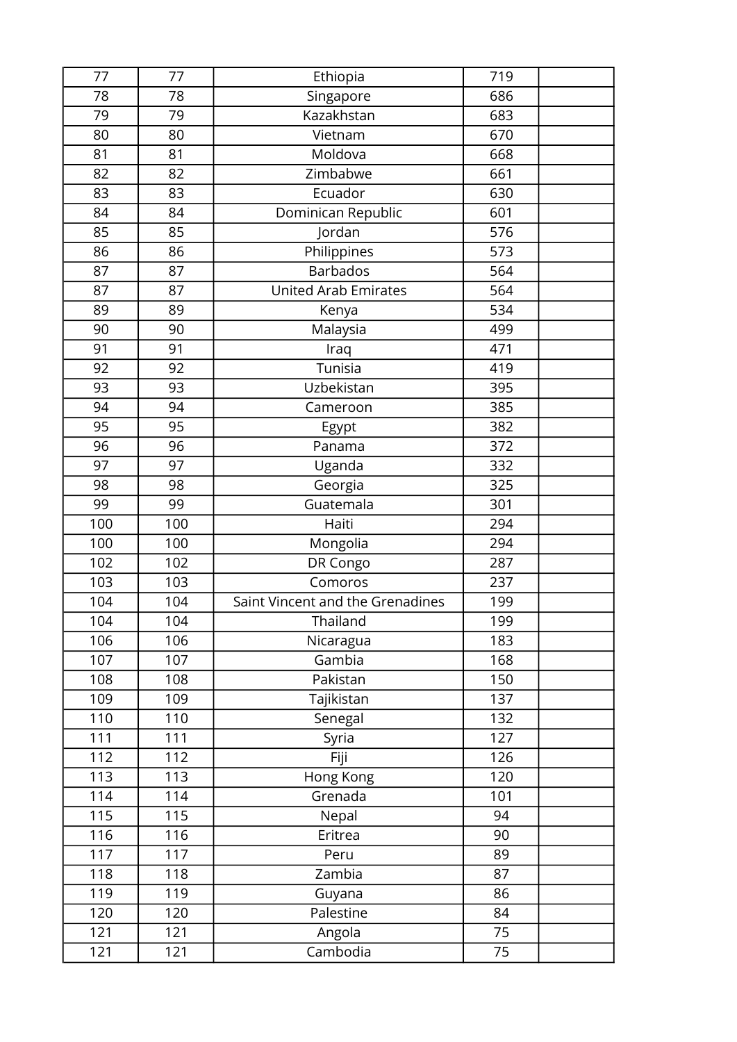| | | | | |
|---|---|---|---|---|
| 77 | 77 | Ethiopia | 719 | |
| 78 | 78 | Singapore | 686 | |
| 79 | 79 | Kazakhstan | 683 | |
| 80 | 80 | Vietnam | 670 | |
| 81 | 81 | Moldova | 668 | |
| 82 | 82 | Zimbabwe | 661 | |
| 83 | 83 | Ecuador | 630 | |
| 84 | 84 | Dominican Republic | 601 | |
| 85 | 85 | Jordan | 576 | |
| 86 | 86 | Philippines | 573 | |
| 87 | 87 | Barbados | 564 | |
| 87 | 87 | United Arab Emirates | 564 | |
| 89 | 89 | Kenya | 534 | |
| 90 | 90 | Malaysia | 499 | |
| 91 | 91 | Iraq | 471 | |
| 92 | 92 | Tunisia | 419 | |
| 93 | 93 | Uzbekistan | 395 | |
| 94 | 94 | Cameroon | 385 | |
| 95 | 95 | Egypt | 382 | |
| 96 | 96 | Panama | 372 | |
| 97 | 97 | Uganda | 332 | |
| 98 | 98 | Georgia | 325 | |
| 99 | 99 | Guatemala | 301 | |
| 100 | 100 | Haiti | 294 | |
| 100 | 100 | Mongolia | 294 | |
| 102 | 102 | DR Congo | 287 | |
| 103 | 103 | Comoros | 237 | |
| 104 | 104 | Saint Vincent and the Grenadines | 199 | |
| 104 | 104 | Thailand | 199 | |
| 106 | 106 | Nicaragua | 183 | |
| 107 | 107 | Gambia | 168 | |
| 108 | 108 | Pakistan | 150 | |
| 109 | 109 | Tajikistan | 137 | |
| 110 | 110 | Senegal | 132 | |
| 111 | 111 | Syria | 127 | |
| 112 | 112 | Fiji | 126 | |
| 113 | 113 | Hong Kong | 120 | |
| 114 | 114 | Grenada | 101 | |
| 115 | 115 | Nepal | 94 | |
| 116 | 116 | Eritrea | 90 | |
| 117 | 117 | Peru | 89 | |
| 118 | 118 | Zambia | 87 | |
| 119 | 119 | Guyana | 86 | |
| 120 | 120 | Palestine | 84 | |
| 121 | 121 | Angola | 75 | |
| 121 | 121 | Cambodia | 75 | |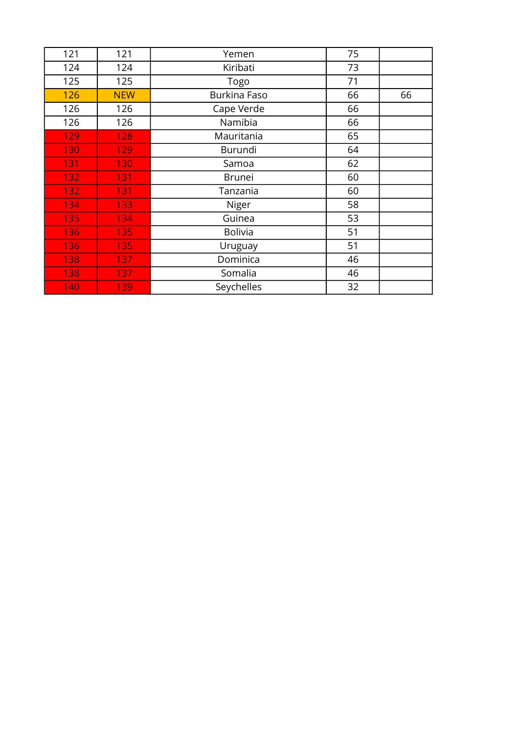| 121 | 121 | Yemen | 75 | |
|---|---|---|---|---|
| 124 | 124 | Kiribati | 73 | |
| 125 | 125 | Togo | 71 | |
| 126 | NEW | Burkina Faso | 66 | 66 |
| 126 | 126 | Cape Verde | 66 | |
| 126 | 126 | Namibia | 66 | |
| 129 | 128 | Mauritania | 65 | |
| 130 | 129 | Burundi | 64 | |
| 131 | 130 | Samoa | 62 | |
| 132 | 131 | Brunei | 60 | |
| 132 | 131 | Tanzania | 60 | |
| 134 | 133 | Niger | 58 | |
| 135 | 134 | Guinea | 53 | |
| 136 | 135 | Bolivia | 51 | |
| 136 | 135 | Uruguay | 51 | |
| 138 | 137 | Dominica | 46 | |
| 138 | 137 | Somalia | 46 | |
| 140 | 139 | Seychelles | 32 | |